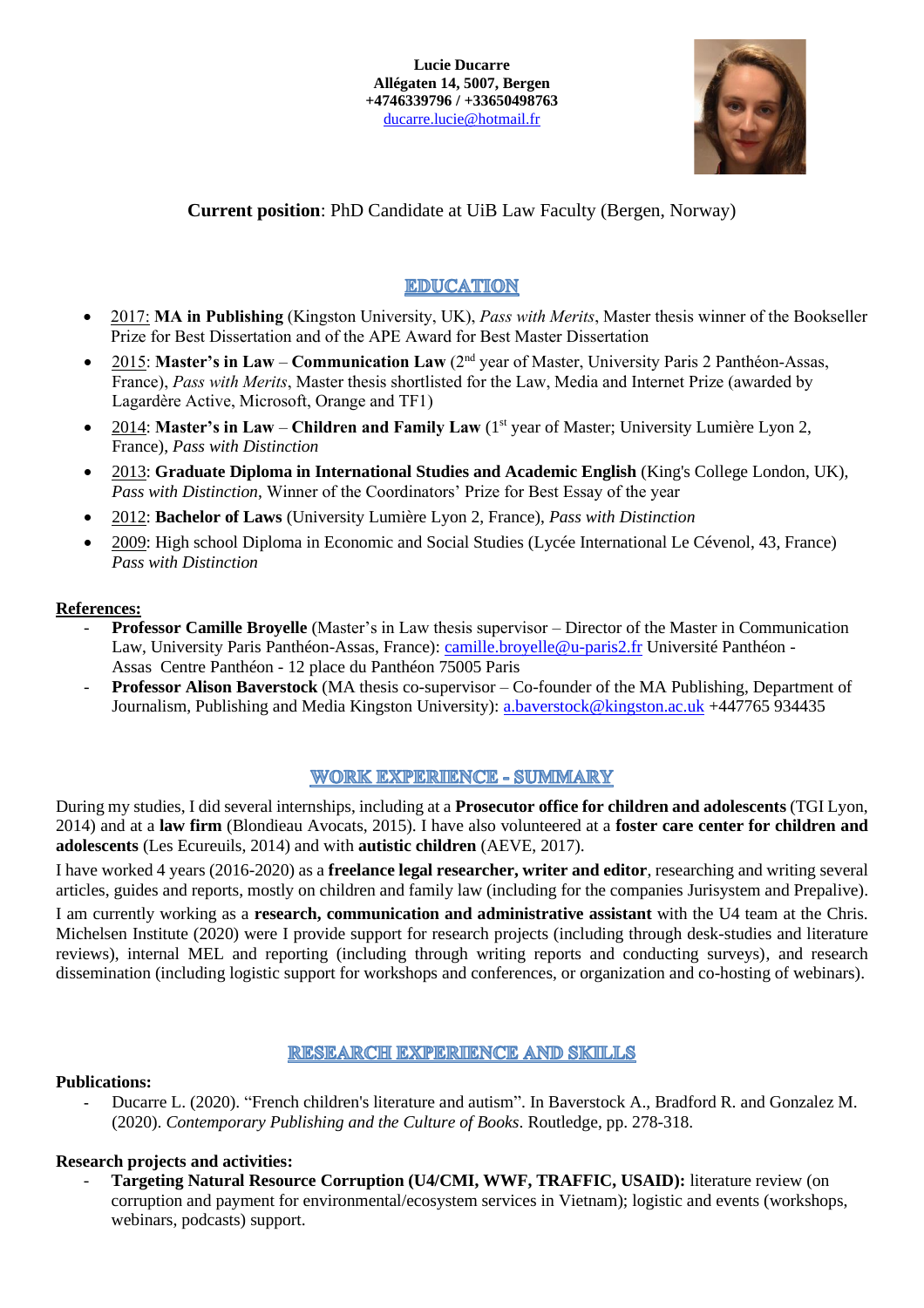**Lucie Ducarre**
**Allégaten 14, 5007, Bergen**
**+4746339796 / +33650498763**
ducarre.lucie@hotmail.fr

**Current position**: PhD Candidate at UiB Law Faculty (Bergen, Norway)

## EDUCATION

- 2017: **MA in Publishing** (Kingston University, UK), *Pass with Merits*, Master thesis winner of the Bookseller Prize for Best Dissertation and of the APE Award for Best Master Dissertation
- 2015: **Master's in Law** – **Communication Law** (2nd year of Master, University Paris 2 Panthéon-Assas, France), *Pass with Merits*, Master thesis shortlisted for the Law, Media and Internet Prize (awarded by Lagardère Active, Microsoft, Orange and TF1)
- 2014: **Master's in Law** – **Children and Family Law** (1st year of Master; University Lumière Lyon 2, France), *Pass with Distinction*
- 2013: **Graduate Diploma in International Studies and Academic English** (King's College London, UK), *Pass with Distinction*, Winner of the Coordinators' Prize for Best Essay of the year
- 2012: **Bachelor of Laws** (University Lumière Lyon 2, France), *Pass with Distinction*
- 2009: High school Diploma in Economic and Social Studies (Lycée International Le Cévenol, 43, France) *Pass with Distinction*

**References:**

- **Professor Camille Broyelle** (Master's in Law thesis supervisor – Director of the Master in Communication Law, University Paris Panthéon-Assas, France): camille.broyelle@u-paris2.fr Université Panthéon - Assas Centre Panthéon - 12 place du Panthéon 75005 Paris
- **Professor Alison Baverstock** (MA thesis co-supervisor – Co-founder of the MA Publishing, Department of Journalism, Publishing and Media Kingston University): a.baverstock@kingston.ac.uk +447765 934435

## WORK EXPERIENCE - SUMMARY

During my studies, I did several internships, including at a **Prosecutor office for children and adolescents** (TGI Lyon, 2014) and at a **law firm** (Blondieau Avocats, 2015). I have also volunteered at a **foster care center for children and adolescents** (Les Ecureuils, 2014) and with **autistic children** (AEVE, 2017).

I have worked 4 years (2016-2020) as a **freelance legal researcher, writer and editor**, researching and writing several articles, guides and reports, mostly on children and family law (including for the companies Jurisystem and Prepalive).

I am currently working as a **research, communication and administrative assistant** with the U4 team at the Chris. Michelsen Institute (2020) were I provide support for research projects (including through desk-studies and literature reviews), internal MEL and reporting (including through writing reports and conducting surveys), and research dissemination (including logistic support for workshops and conferences, or organization and co-hosting of webinars).

## RESEARCH EXPERIENCE AND SKILLS

**Publications:**

- Ducarre L. (2020). "French children's literature and autism". In Baverstock A., Bradford R. and Gonzalez M. (2020). *Contemporary Publishing and the Culture of Books*. Routledge, pp. 278-318.

**Research projects and activities:**

- **Targeting Natural Resource Corruption (U4/CMI, WWF, TRAFFIC, USAID):** literature review (on corruption and payment for environmental/ecosystem services in Vietnam); logistic and events (workshops, webinars, podcasts) support.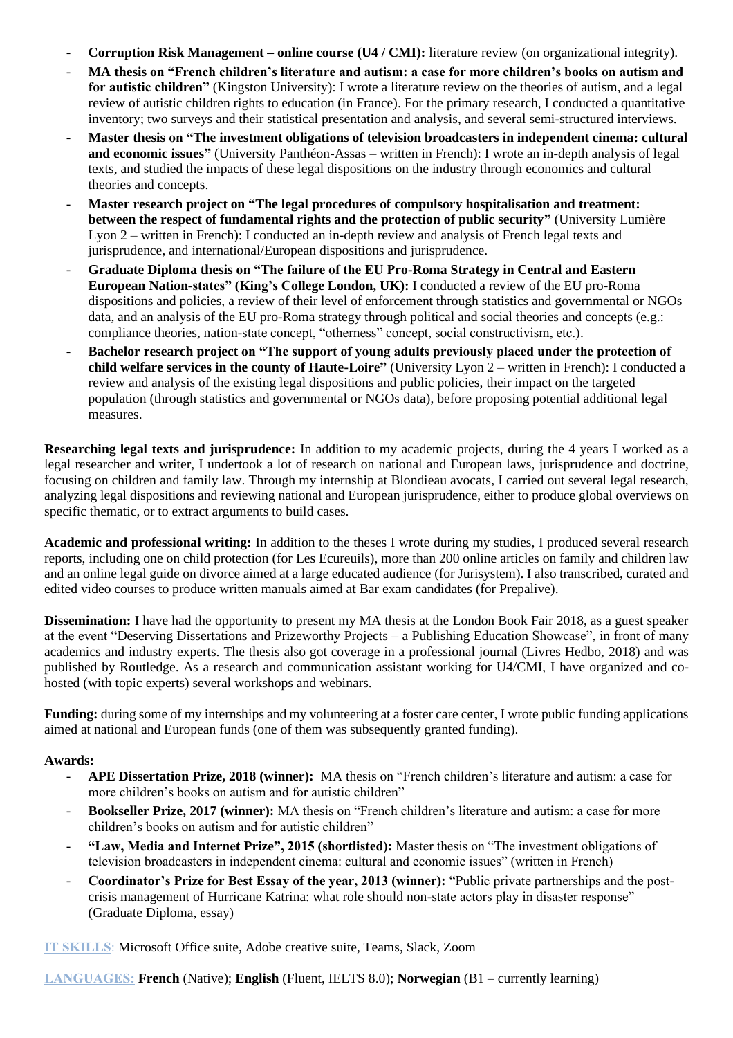- **Corruption Risk Management – online course (U4 / CMI):** literature review (on organizational integrity).
- **MA thesis on "French children's literature and autism: a case for more children's books on autism and for autistic children"** (Kingston University): I wrote a literature review on the theories of autism, and a legal review of autistic children rights to education (in France). For the primary research, I conducted a quantitative inventory; two surveys and their statistical presentation and analysis, and several semi-structured interviews.
- **Master thesis on "The investment obligations of television broadcasters in independent cinema: cultural and economic issues"** (University Panthéon-Assas – written in French): I wrote an in-depth analysis of legal texts, and studied the impacts of these legal dispositions on the industry through economics and cultural theories and concepts.
- **Master research project on "The legal procedures of compulsory hospitalisation and treatment: between the respect of fundamental rights and the protection of public security"** (University Lumière Lyon 2 – written in French): I conducted an in-depth review and analysis of French legal texts and jurisprudence, and international/European dispositions and jurisprudence.
- **Graduate Diploma thesis on "The failure of the EU Pro-Roma Strategy in Central and Eastern European Nation-states" (King's College London, UK):** I conducted a review of the EU pro-Roma dispositions and policies, a review of their level of enforcement through statistics and governmental or NGOs data, and an analysis of the EU pro-Roma strategy through political and social theories and concepts (e.g.: compliance theories, nation-state concept, "otherness" concept, social constructivism, etc.).
- **Bachelor research project on "The support of young adults previously placed under the protection of child welfare services in the county of Haute-Loire"** (University Lyon 2 – written in French): I conducted a review and analysis of the existing legal dispositions and public policies, their impact on the targeted population (through statistics and governmental or NGOs data), before proposing potential additional legal measures.

**Researching legal texts and jurisprudence:** In addition to my academic projects, during the 4 years I worked as a legal researcher and writer, I undertook a lot of research on national and European laws, jurisprudence and doctrine, focusing on children and family law. Through my internship at Blondieau avocats, I carried out several legal research, analyzing legal dispositions and reviewing national and European jurisprudence, either to produce global overviews on specific thematic, or to extract arguments to build cases.

**Academic and professional writing:** In addition to the theses I wrote during my studies, I produced several research reports, including one on child protection (for Les Ecureuils), more than 200 online articles on family and children law and an online legal guide on divorce aimed at a large educated audience (for Jurisystem). I also transcribed, curated and edited video courses to produce written manuals aimed at Bar exam candidates (for Prepalive).

**Dissemination:** I have had the opportunity to present my MA thesis at the London Book Fair 2018, as a guest speaker at the event "Deserving Dissertations and Prizeworthy Projects – a Publishing Education Showcase", in front of many academics and industry experts. The thesis also got coverage in a professional journal (Livres Hebdo, 2018) and was published by Routledge. As a research and communication assistant working for U4/CMI, I have organized and co-hosted (with topic experts) several workshops and webinars.

**Funding:** during some of my internships and my volunteering at a foster care center, I wrote public funding applications aimed at national and European funds (one of them was subsequently granted funding).

**Awards:**

- **APE Dissertation Prize, 2018 (winner):** MA thesis on "French children's literature and autism: a case for more children's books on autism and for autistic children"
- **Bookseller Prize, 2017 (winner):** MA thesis on "French children's literature and autism: a case for more children's books on autism and for autistic children"
- **"Law, Media and Internet Prize", 2015 (shortlisted):** Master thesis on "The investment obligations of television broadcasters in independent cinema: cultural and economic issues" (written in French)
- **Coordinator's Prize for Best Essay of the year, 2013 (winner):** "Public private partnerships and the post-crisis management of Hurricane Katrina: what role should non-state actors play in disaster response" (Graduate Diploma, essay)

**IT SKILLS**: Microsoft Office suite, Adobe creative suite, Teams, Slack, Zoom

**LANGUAGES:** **French** (Native); **English** (Fluent, IELTS 8.0); **Norwegian** (B1 – currently learning)